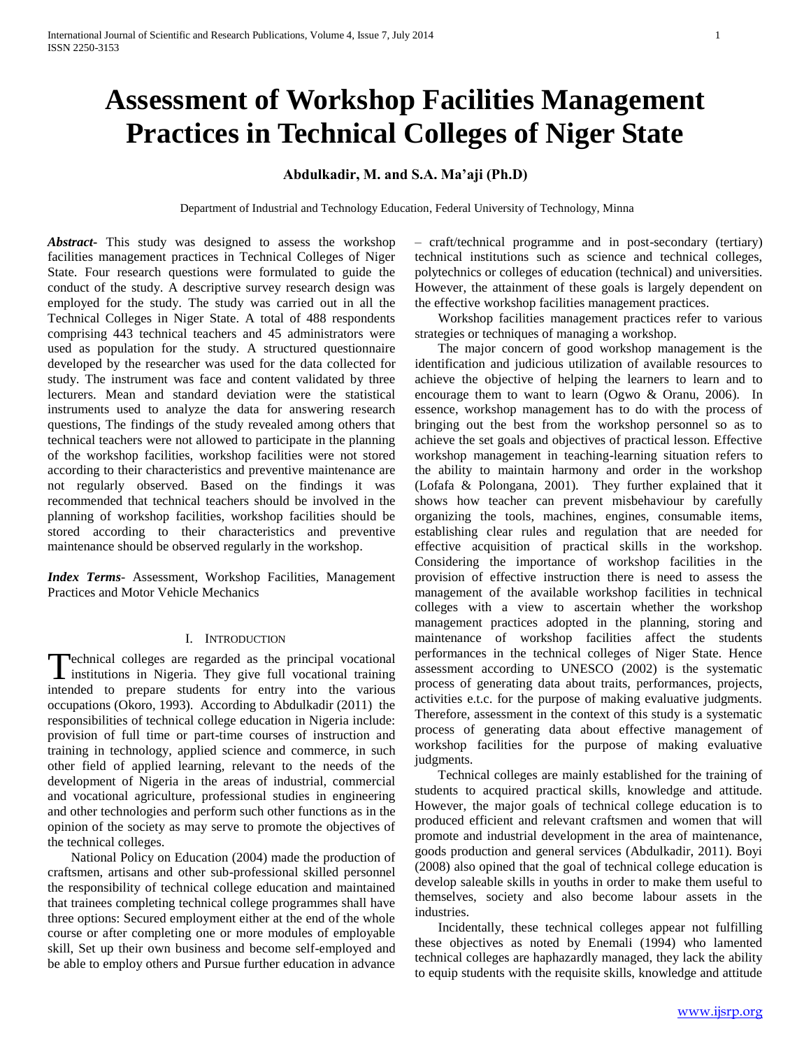# Assessment of Workshop Facilities Management Practices in Technical Colleges of Niger State

**Abdulkadir, M. and S.A. Ma'aji (Ph.D)**

Department of Industrial and Technology Education, Federal University of Technology, Minna

***Abstract***- This study was designed to assess the workshop facilities management practices in Technical Colleges of Niger State. Four research questions were formulated to guide the conduct of the study. A descriptive survey research design was employed for the study. The study was carried out in all the Technical Colleges in Niger State. A total of 488 respondents comprising 443 technical teachers and 45 administrators were used as population for the study. A structured questionnaire developed by the researcher was used for the data collected for study. The instrument was face and content validated by three lecturers. Mean and standard deviation were the statistical instruments used to analyze the data for answering research questions, The findings of the study revealed among others that technical teachers were not allowed to participate in the planning of the workshop facilities, workshop facilities were not stored according to their characteristics and preventive maintenance are not regularly observed. Based on the findings it was recommended that technical teachers should be involved in the planning of workshop facilities, workshop facilities should be stored according to their characteristics and preventive maintenance should be observed regularly in the workshop.

***Index Terms***- Assessment, Workshop Facilities, Management Practices and Motor Vehicle Mechanics

## I. Introduction

Technical colleges are regarded as the principal vocational institutions in Nigeria. They give full vocational training intended to prepare students for entry into the various occupations (Okoro, 1993). According to Abdulkadir (2011) the responsibilities of technical college education in Nigeria include: provision of full time or part-time courses of instruction and training in technology, applied science and commerce, in such other field of applied learning, relevant to the needs of the development of Nigeria in the areas of industrial, commercial and vocational agriculture, professional studies in engineering and other technologies and perform such other functions as in the opinion of the society as may serve to promote the objectives of the technical colleges.

National Policy on Education (2004) made the production of craftsmen, artisans and other sub-professional skilled personnel the responsibility of technical college education and maintained that trainees completing technical college programmes shall have three options: Secured employment either at the end of the whole course or after completing one or more modules of employable skill, Set up their own business and become self-employed and be able to employ others and Pursue further education in advance – craft/technical programme and in post-secondary (tertiary) technical institutions such as science and technical colleges, polytechnics or colleges of education (technical) and universities. However, the attainment of these goals is largely dependent on the effective workshop facilities management practices.

Workshop facilities management practices refer to various strategies or techniques of managing a workshop.

The major concern of good workshop management is the identification and judicious utilization of available resources to achieve the objective of helping the learners to learn and to encourage them to want to learn (Ogwo & Oranu, 2006). In essence, workshop management has to do with the process of bringing out the best from the workshop personnel so as to achieve the set goals and objectives of practical lesson. Effective workshop management in teaching-learning situation refers to the ability to maintain harmony and order in the workshop (Lofafa & Polongana, 2001). They further explained that it shows how teacher can prevent misbehaviour by carefully organizing the tools, machines, engines, consumable items, establishing clear rules and regulation that are needed for effective acquisition of practical skills in the workshop. Considering the importance of workshop facilities in the provision of effective instruction there is need to assess the management of the available workshop facilities in technical colleges with a view to ascertain whether the workshop management practices adopted in the planning, storing and maintenance of workshop facilities affect the students performances in the technical colleges of Niger State. Hence assessment according to UNESCO (2002) is the systematic process of generating data about traits, performances, projects, activities e.t.c. for the purpose of making evaluative judgments. Therefore, assessment in the context of this study is a systematic process of generating data about effective management of workshop facilities for the purpose of making evaluative judgments.

Technical colleges are mainly established for the training of students to acquired practical skills, knowledge and attitude. However, the major goals of technical college education is to produced efficient and relevant craftsmen and women that will promote and industrial development in the area of maintenance, goods production and general services (Abdulkadir, 2011). Boyi (2008) also opined that the goal of technical college education is develop saleable skills in youths in order to make them useful to themselves, society and also become labour assets in the industries.

Incidentally, these technical colleges appear not fulfilling these objectives as noted by Enemali (1994) who lamented technical colleges are haphazardly managed, they lack the ability to equip students with the requisite skills, knowledge and attitude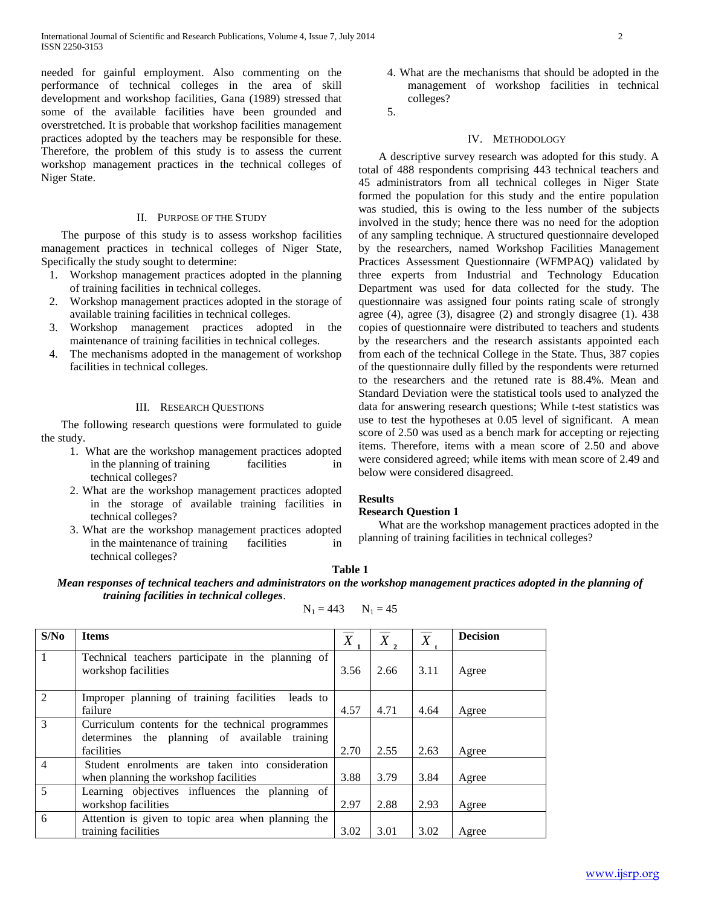needed for gainful employment. Also commenting on the performance of technical colleges in the area of skill development and workshop facilities, Gana (1989) stressed that some of the available facilities have been grounded and overstretched. It is probable that workshop facilities management practices adopted by the teachers may be responsible for these. Therefore, the problem of this study is to assess the current workshop management practices in the technical colleges of Niger State.

## II. Purpose of the Study

The purpose of this study is to assess workshop facilities management practices in technical colleges of Niger State, Specifically the study sought to determine:

1. Workshop management practices adopted in the planning of training facilities in technical colleges.
2. Workshop management practices adopted in the storage of available training facilities in technical colleges.
3. Workshop management practices adopted in the maintenance of training facilities in technical colleges.
4. The mechanisms adopted in the management of workshop facilities in technical colleges.

## III. Research Questions

The following research questions were formulated to guide the study.

1. What are the workshop management practices adopted in the planning of training facilities in technical colleges?
2. What are the workshop management practices adopted in the storage of available training facilities in technical colleges?
3. What are the workshop management practices adopted in the maintenance of training facilities in technical colleges?
4. What are the mechanisms that should be adopted in the management of workshop facilities in technical colleges?
5. 

## IV. Methodology

A descriptive survey research was adopted for this study. A total of 488 respondents comprising 443 technical teachers and 45 administrators from all technical colleges in Niger State formed the population for this study and the entire population was studied, this is owing to the less number of the subjects involved in the study; hence there was no need for the adoption of any sampling technique. A structured questionnaire developed by the researchers, named Workshop Facilities Management Practices Assessment Questionnaire (WFMPAQ) validated by three experts from Industrial and Technology Education Department was used for data collected for the study. The questionnaire was assigned four points rating scale of strongly agree (4), agree (3), disagree (2) and strongly disagree (1). 438 copies of questionnaire were distributed to teachers and students by the researchers and the research assistants appointed each from each of the technical College in the State. Thus, 387 copies of the questionnaire dully filled by the respondents were returned to the researchers and the retuned rate is 88.4%. Mean and Standard Deviation were the statistical tools used to analyzed the data for answering research questions; While t-test statistics was use to test the hypotheses at 0.05 level of significant. A mean score of 2.50 was used as a bench mark for accepting or rejecting items. Therefore, items with a mean score of 2.50 and above were considered agreed; while items with mean score of 2.49 and below were considered disagreed.

### Results

**Research Question 1**

What are the workshop management practices adopted in the planning of training facilities in technical colleges?

**Table 1**

***Mean responses of technical teachers and administrators on the workshop management practices adopted in the planning of training facilities in technical colleges*.**

$N_1 = 443 \quad N_1 = 45$

| S/No | Items | $\overline{X}_1$ | $\overline{X}_2$ | $\overline{X}_t$ | Decision |
|---|---|---|---|---|---|
| 1 | Technical teachers participate in the planning of workshop facilities | 3.56 | 2.66 | 3.11 | Agree |
| 2 | Improper planning of training facilities leads to failure | 4.57 | 4.71 | 4.64 | Agree |
| 3 | Curriculum contents for the technical programmes determines the planning of available training facilities | 2.70 | 2.55 | 2.63 | Agree |
| 4 | Student enrolments are taken into consideration when planning the workshop facilities | 3.88 | 3.79 | 3.84 | Agree |
| 5 | Learning objectives influences the planning of workshop facilities | 2.97 | 2.88 | 2.93 | Agree |
| 6 | Attention is given to topic area when planning the training facilities | 3.02 | 3.01 | 3.02 | Agree |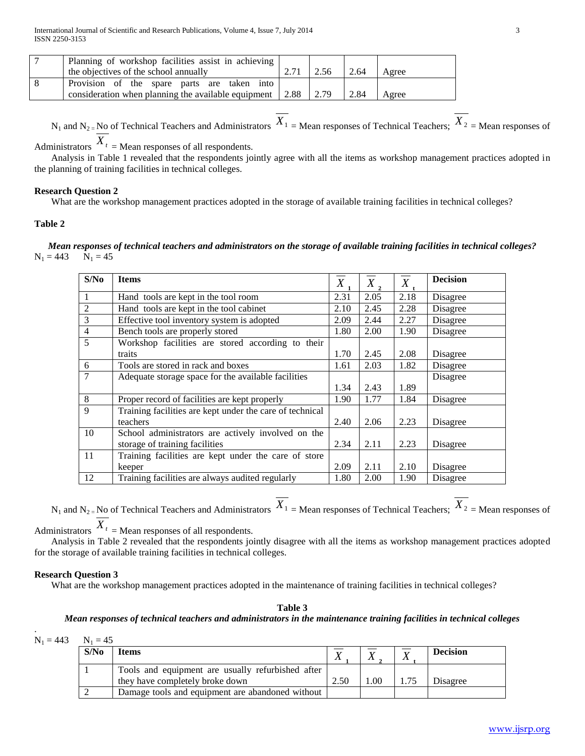| 7 | Planning of workshop facilities assist in achieving the objectives of the school annually | 2.71 | 2.56 | 2.64 | Agree |
|---|---|---|---|---|---|
| 8 | Provision of the spare parts are taken into consideration when planning the available equipment | 2.88 | 2.79 | 2.84 | Agree |

$N_1$ and $N_2$ = No of Technical Teachers and Administrators $\overline{X}_1$ = Mean responses of Technical Teachers; $\overline{X}_2$ = Mean responses of Administrators $\overline{X}_t$ = Mean responses of all respondents.

Analysis in Table 1 revealed that the respondents jointly agree with all the items as workshop management practices adopted in the planning of training facilities in technical colleges.

**Research Question 2**

What are the workshop management practices adopted in the storage of available training facilities in technical colleges?

**Table 2**

***Mean responses of technical teachers and administrators on the storage of available training facilities in technical colleges?***

$N_1 = 443$ $N_1 = 45$

| S/No | Items | $\overline{X}_1$ | $\overline{X}_2$ | $\overline{X}_t$ | Decision |
|---|---|---|---|---|---|
| 1 | Hand tools are kept in the tool room | 2.31 | 2.05 | 2.18 | Disagree |
| 2 | Hand tools are kept in the tool cabinet | 2.10 | 2.45 | 2.28 | Disagree |
| 3 | Effective tool inventory system is adopted | 2.09 | 2.44 | 2.27 | Disagree |
| 4 | Bench tools are properly stored | 1.80 | 2.00 | 1.90 | Disagree |
| 5 | Workshop facilities are stored according to their traits | 1.70 | 2.45 | 2.08 | Disagree |
| 6 | Tools are stored in rack and boxes | 1.61 | 2.03 | 1.82 | Disagree |
| 7 | Adequate storage space for the available facilities | 1.34 | 2.43 | 1.89 | Disagree |
| 8 | Proper record of facilities are kept properly | 1.90 | 1.77 | 1.84 | Disagree |
| 9 | Training facilities are kept under the care of technical teachers | 2.40 | 2.06 | 2.23 | Disagree |
| 10 | School administrators are actively involved on the storage of training facilities | 2.34 | 2.11 | 2.23 | Disagree |
| 11 | Training facilities are kept under the care of store keeper | 2.09 | 2.11 | 2.10 | Disagree |
| 12 | Training facilities are always audited regularly | 1.80 | 2.00 | 1.90 | Disagree |

$N_1$ and $N_2$ = No of Technical Teachers and Administrators $\overline{X}_1$ = Mean responses of Technical Teachers; $\overline{X}_2$ = Mean responses of Administrators $\overline{X}_t$ = Mean responses of all respondents.

Analysis in Table 2 revealed that the respondents jointly disagree with all the items as workshop management practices adopted for the storage of available training facilities in technical colleges.

**Research Question 3**

What are the workshop management practices adopted in the maintenance of training facilities in technical colleges?

**Table 3**

***Mean responses of technical teachers and administrators in the maintenance training facilities in technical colleges***

$N_1 = 443$ $N_1 = 45$

| S/No | Items | $\overline{X}_1$ | $\overline{X}_2$ | $\overline{X}_t$ | Decision |
|---|---|---|---|---|---|
| 1 | Tools and equipment are usually refurbished after they have completely broke down | 2.50 | 1.00 | 1.75 | Disagree |
| 2 | Damage tools and equipment are abandoned without | | | | |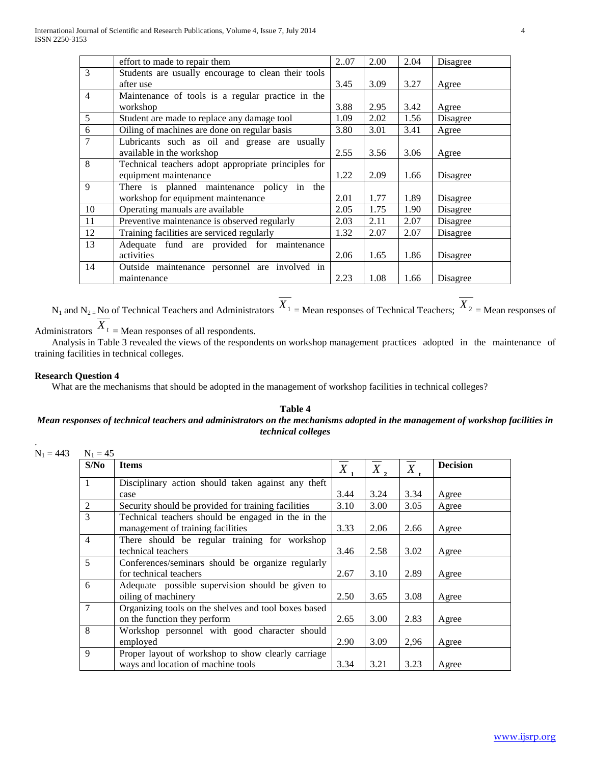|  | effort to made to repair them | 2..07 | 2.00 | 2.04 | Disagree |
|---|---|---|---|---|---|
| 3 | Students are usually encourage to clean their tools after use | 3.45 | 3.09 | 3.27 | Agree |
| 4 | Maintenance of tools is a regular practice in the workshop | 3.88 | 2.95 | 3.42 | Agree |
| 5 | Student are made to replace any damage tool | 1.09 | 2.02 | 1.56 | Disagree |
| 6 | Oiling of machines are done on regular basis | 3.80 | 3.01 | 3.41 | Agree |
| 7 | Lubricants such as oil and grease are usually available in the workshop | 2.55 | 3.56 | 3.06 | Agree |
| 8 | Technical teachers adopt appropriate principles for equipment maintenance | 1.22 | 2.09 | 1.66 | Disagree |
| 9 | There is planned maintenance policy in the workshop for equipment maintenance | 2.01 | 1.77 | 1.89 | Disagree |
| 10 | Operating manuals are available | 2.05 | 1.75 | 1.90 | Disagree |
| 11 | Preventive maintenance is observed regularly | 2.03 | 2.11 | 2.07 | Disagree |
| 12 | Training facilities are serviced regularly | 1.32 | 2.07 | 2.07 | Disagree |
| 13 | Adequate fund are provided for maintenance activities | 2.06 | 1.65 | 1.86 | Disagree |
| 14 | Outside maintenance personnel are involved in maintenance | 2.23 | 1.08 | 1.66 | Disagree |

$N_1$ and $N_2$ = No of Technical Teachers and Administrators $\overline{X}_1$ = Mean responses of Technical Teachers; $\overline{X}_2$ = Mean responses of Administrators $\overline{X}_t$ = Mean responses of all respondents.

Analysis in Table 3 revealed the views of the respondents on workshop management practices adopted in the maintenance of training facilities in technical colleges.

**Research Question 4**

What are the mechanisms that should be adopted in the management of workshop facilities in technical colleges?

**Table 4**

***Mean responses of technical teachers and administrators on the mechanisms adopted in the management of workshop facilities in technical colleges***

$N_1$ = 443 $N_1$ = 45

| S/No | Items | $\overline{X}_1$ | $\overline{X}_2$ | $\overline{X}_t$ | Decision |
|---|---|---|---|---|---|
| 1 | Disciplinary action should taken against any theft case | 3.44 | 3.24 | 3.34 | Agree |
| 2 | Security should be provided for training facilities | 3.10 | 3.00 | 3.05 | Agree |
| 3 | Technical teachers should be engaged in the in the management of training facilities | 3.33 | 2.06 | 2.66 | Agree |
| 4 | There should be regular training for workshop technical teachers | 3.46 | 2.58 | 3.02 | Agree |
| 5 | Conferences/seminars should be organize regularly for technical teachers | 2.67 | 3.10 | 2.89 | Agree |
| 6 | Adequate possible supervision should be given to oiling of machinery | 2.50 | 3.65 | 3.08 | Agree |
| 7 | Organizing tools on the shelves and tool boxes based on the function they perform | 2.65 | 3.00 | 2.83 | Agree |
| 8 | Workshop personnel with good character should employed | 2.90 | 3.09 | 2,96 | Agree |
| 9 | Proper layout of workshop to show clearly carriage ways and location of machine tools | 3.34 | 3.21 | 3.23 | Agree |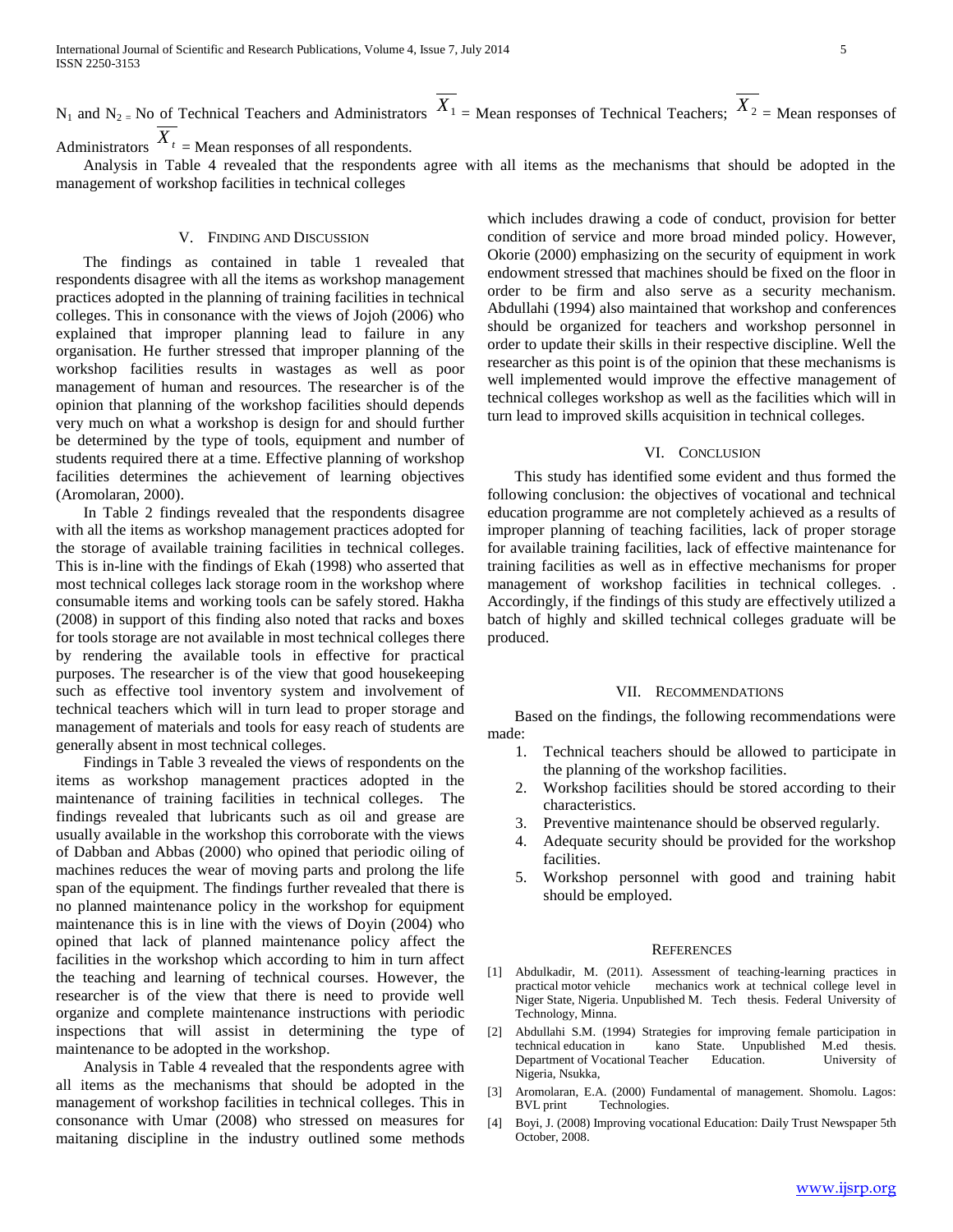$N_1$ and $N_2$ = No of Technical Teachers and Administrators $\overline{X}_1$ = Mean responses of Technical Teachers; $\overline{X}_2$ = Mean responses of Administrators $\overline{X}_t$ = Mean responses of all respondents.

Analysis in Table 4 revealed that the respondents agree with all items as the mechanisms that should be adopted in the management of workshop facilities in technical colleges

## V. Finding and Discussion

The findings as contained in table 1 revealed that respondents disagree with all the items as workshop management practices adopted in the planning of training facilities in technical colleges. This in consonance with the views of Jojoh (2006) who explained that improper planning lead to failure in any organisation. He further stressed that improper planning of the workshop facilities results in wastages as well as poor management of human and resources. The researcher is of the opinion that planning of the workshop facilities should depends very much on what a workshop is design for and should further be determined by the type of tools, equipment and number of students required there at a time. Effective planning of workshop facilities determines the achievement of learning objectives (Aromolaran, 2000).

In Table 2 findings revealed that the respondents disagree with all the items as workshop management practices adopted for the storage of available training facilities in technical colleges. This is in-line with the findings of Ekah (1998) who asserted that most technical colleges lack storage room in the workshop where consumable items and working tools can be safely stored. Hakha (2008) in support of this finding also noted that racks and boxes for tools storage are not available in most technical colleges there by rendering the available tools in effective for practical purposes. The researcher is of the view that good housekeeping such as effective tool inventory system and involvement of technical teachers which will in turn lead to proper storage and management of materials and tools for easy reach of students are generally absent in most technical colleges.

Findings in Table 3 revealed the views of respondents on the items as workshop management practices adopted in the maintenance of training facilities in technical colleges. The findings revealed that lubricants such as oil and grease are usually available in the workshop this corroborate with the views of Dabban and Abbas (2000) who opined that periodic oiling of machines reduces the wear of moving parts and prolong the life span of the equipment. The findings further revealed that there is no planned maintenance policy in the workshop for equipment maintenance this is in line with the views of Doyin (2004) who opined that lack of planned maintenance policy affect the facilities in the workshop which according to him in turn affect the teaching and learning of technical courses. However, the researcher is of the view that there is need to provide well organize and complete maintenance instructions with periodic inspections that will assist in determining the type of maintenance to be adopted in the workshop.

Analysis in Table 4 revealed that the respondents agree with all items as the mechanisms that should be adopted in the management of workshop facilities in technical colleges. This in consonance with Umar (2008) who stressed on measures for maitaning discipline in the industry outlined some methods which includes drawing a code of conduct, provision for better condition of service and more broad minded policy. However, Okorie (2000) emphasizing on the security of equipment in work endowment stressed that machines should be fixed on the floor in order to be firm and also serve as a security mechanism. Abdullahi (1994) also maintained that workshop and conferences should be organized for teachers and workshop personnel in order to update their skills in their respective discipline. Well the researcher as this point is of the opinion that these mechanisms is well implemented would improve the effective management of technical colleges workshop as well as the facilities which will in turn lead to improved skills acquisition in technical colleges.

## VI. Conclusion

This study has identified some evident and thus formed the following conclusion: the objectives of vocational and technical education programme are not completely achieved as a results of improper planning of teaching facilities, lack of proper storage for available training facilities, lack of effective maintenance for training facilities as well as in effective mechanisms for proper management of workshop facilities in technical colleges. . Accordingly, if the findings of this study are effectively utilized a batch of highly and skilled technical colleges graduate will be produced.

## VII. Recommendations

Based on the findings, the following recommendations were made:

1. Technical teachers should be allowed to participate in the planning of the workshop facilities.
2. Workshop facilities should be stored according to their characteristics.
3. Preventive maintenance should be observed regularly.
4. Adequate security should be provided for the workshop facilities.
5. Workshop personnel with good and training habit should be employed.

## References

[1] Abdulkadir, M. (2011). Assessment of teaching-learning practices in practical motor vehicle mechanics work at technical college level in Niger State, Nigeria. Unpublished M. Tech thesis. Federal University of Technology, Minna.

[2] Abdullahi S.M. (1994) Strategies for improving female participation in technical education in kano State. Unpublished M.ed thesis. Department of Vocational Teacher Education. University of Nigeria, Nsukka,

[3] Aromolaran, E.A. (2000) Fundamental of management. Shomolu. Lagos: BVL print Technologies.

[4] Boyi, J. (2008) Improving vocational Education: Daily Trust Newspaper 5th October, 2008.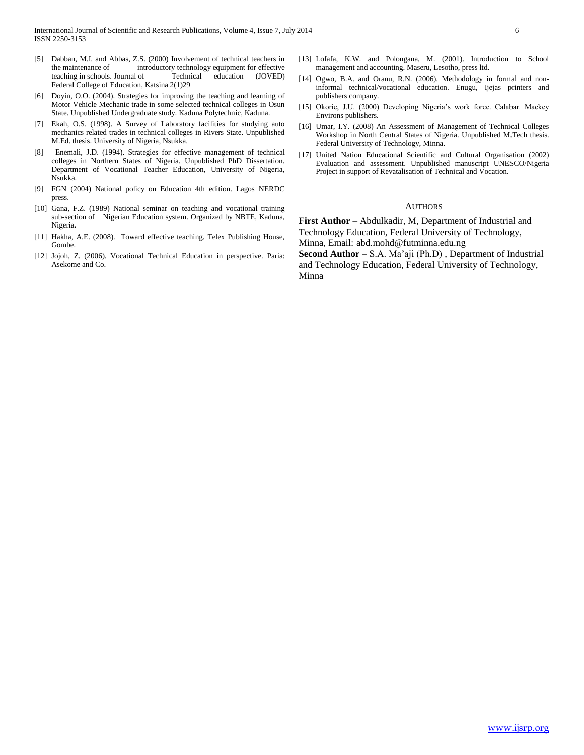[5] Dabban, M.I. and Abbas, Z.S. (2000) Involvement of technical teachers in the maintenance of introductory technology equipment for effective teaching in schools. Journal of Technical education (JOVED) Federal College of Education, Katsina 2(1)29

[6] Doyin, O.O. (2004). Strategies for improving the teaching and learning of Motor Vehicle Mechanic trade in some selected technical colleges in Osun State. Unpublished Undergraduate study. Kaduna Polytechnic, Kaduna.

[7] Ekah, O.S. (1998). A Survey of Laboratory facilities for studying auto mechanics related trades in technical colleges in Rivers State. Unpublished M.Ed. thesis. University of Nigeria, Nsukka.

[8] Enemali, J.D. (1994). Strategies for effective management of technical colleges in Northern States of Nigeria. Unpublished PhD Dissertation. Department of Vocational Teacher Education, University of Nigeria, Nsukka.

[9] FGN (2004) National policy on Education 4th edition. Lagos NERDC press.

[10] Gana, F.Z. (1989) National seminar on teaching and vocational training sub-section of Nigerian Education system. Organized by NBTE, Kaduna, Nigeria.

[11] Hakha, A.E. (2008). Toward effective teaching. Telex Publishing House, Gombe.

[12] Jojoh, Z. (2006). Vocational Technical Education in perspective. Paria: Asekome and Co.

[13] Lofafa, K.W. and Polongana, M. (2001). Introduction to School management and accounting. Maseru, Lesotho, press ltd.

[14] Ogwo, B.A. and Oranu, R.N. (2006). Methodology in formal and non-informal technical/vocational education. Enugu, Ijejas printers and publishers company.

[15] Okorie, J.U. (2000) Developing Nigeria's work force. Calabar. Mackey Environs publishers.

[16] Umar, I.Y. (2008) An Assessment of Management of Technical Colleges Workshop in North Central States of Nigeria. Unpublished M.Tech thesis. Federal University of Technology, Minna.

[17] United Nation Educational Scientific and Cultural Organisation (2002) Evaluation and assessment. Unpublished manuscript UNESCO/Nigeria Project in support of Revatalisation of Technical and Vocation.

## AUTHORS

**First Author** – Abdulkadir, M, Department of Industrial and Technology Education, Federal University of Technology, Minna, Email: abd.mohd@futminna.edu.ng

**Second Author** – S.A. Ma'aji (Ph.D) , Department of Industrial and Technology Education, Federal University of Technology, Minna